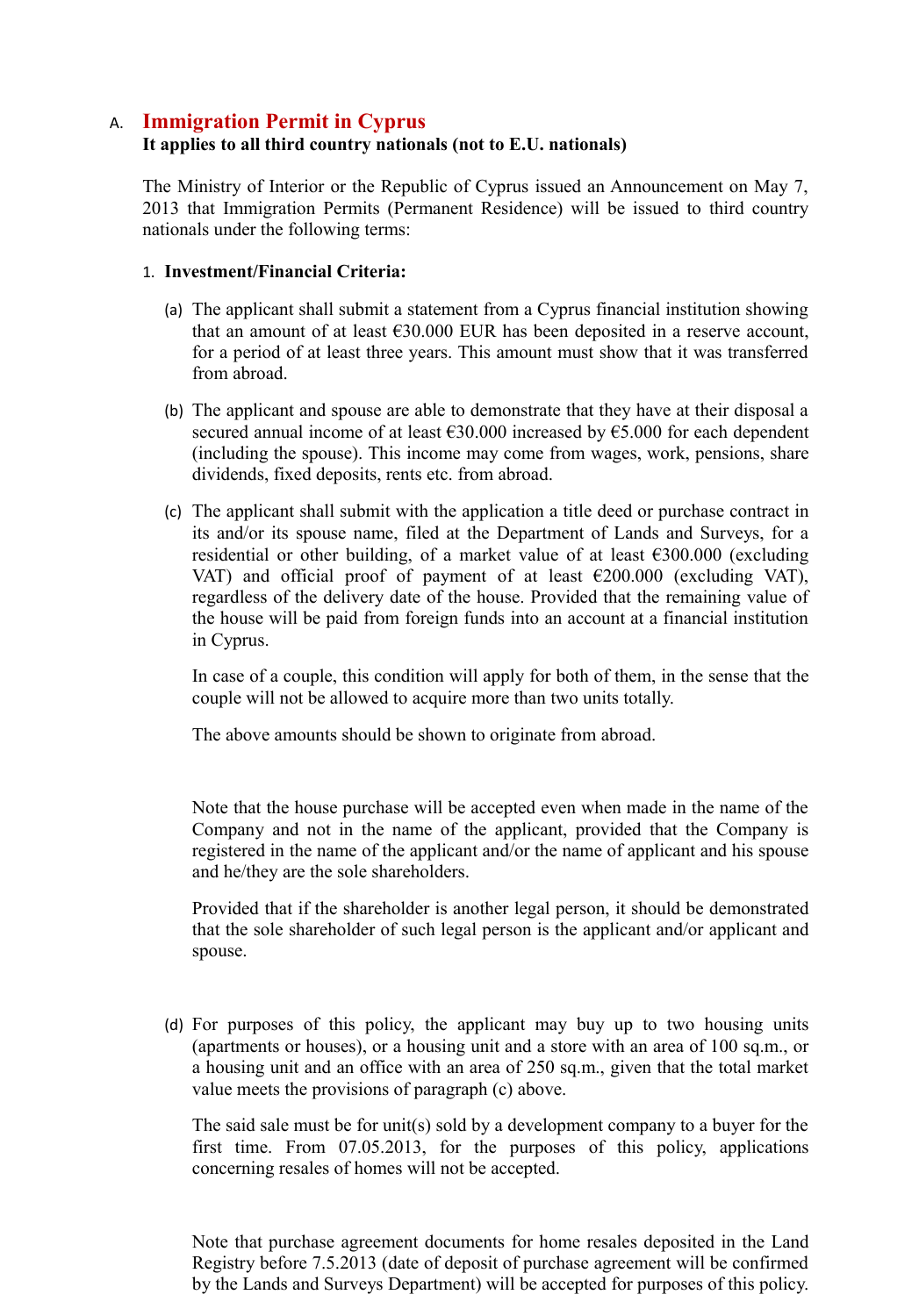## A. Immigration Permit in Cyprus

**It applies to all third country nationals (not to E.U. nationals)**

The Ministry of Interior or the Republic of Cyprus issued an Announcement on May 7, 2013 that Immigration Permits (Permanent Residence) will be issued to third country nationals under the following terms:

1. **Investment/Financial Criteria:**

   (a) The applicant shall submit a statement from a Cyprus financial institution showing that an amount of at least €30.000 EUR has been deposited in a reserve account, for a period of at least three years. This amount must show that it was transferred from abroad.

   (b) The applicant and spouse are able to demonstrate that they have at their disposal a secured annual income of at least €30.000 increased by €5.000 for each dependent (including the spouse). This income may come from wages, work, pensions, share dividends, fixed deposits, rents etc. from abroad.

   (c) The applicant shall submit with the application a title deed or purchase contract in its and/or its spouse name, filed at the Department of Lands and Surveys, for a residential or other building, of a market value of at least €300.000 (excluding VAT) and official proof of payment of at least €200.000 (excluding VAT), regardless of the delivery date of the house. Provided that the remaining value of the house will be paid from foreign funds into an account at a financial institution in Cyprus.

   In case of a couple, this condition will apply for both of them, in the sense that the couple will not be allowed to acquire more than two units totally.

   The above amounts should be shown to originate from abroad.

   Note that the house purchase will be accepted even when made in the name of the Company and not in the name of the applicant, provided that the Company is registered in the name of the applicant and/or the name of applicant and his spouse and he/they are the sole shareholders.

   Provided that if the shareholder is another legal person, it should be demonstrated that the sole shareholder of such legal person is the applicant and/or applicant and spouse.

   (d) For purposes of this policy, the applicant may buy up to two housing units (apartments or houses), or a housing unit and a store with an area of 100 sq.m., or a housing unit and an office with an area of 250 sq.m., given that the total market value meets the provisions of paragraph (c) above.

   The said sale must be for unit(s) sold by a development company to a buyer for the first time. From 07.05.2013, for the purposes of this policy, applications concerning resales of homes will not be accepted.

   Note that purchase agreement documents for home resales deposited in the Land Registry before 7.5.2013 (date of deposit of purchase agreement will be confirmed by the Lands and Surveys Department) will be accepted for purposes of this policy.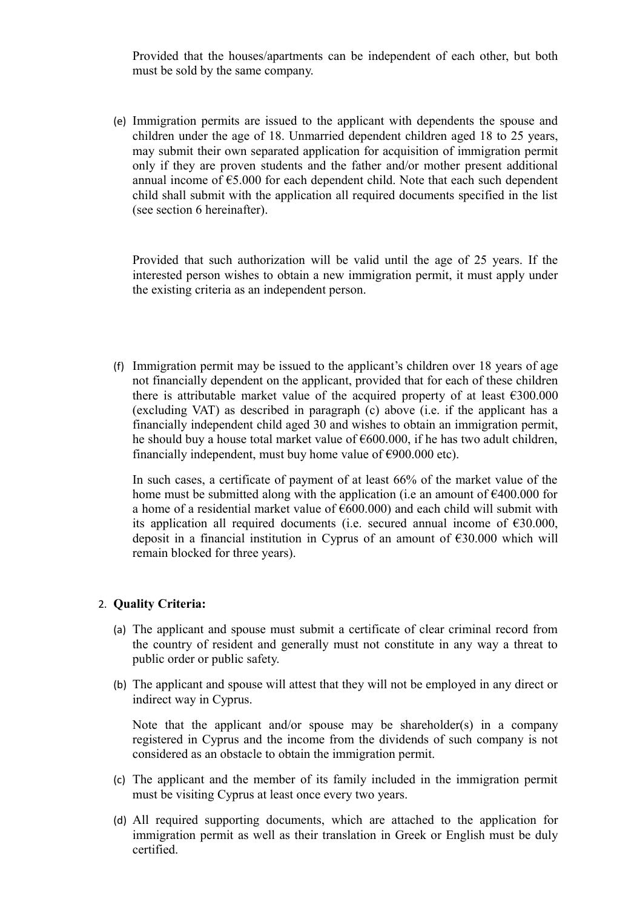Provided that the houses/apartments can be independent of each other, but both must be sold by the same company.

(e) Immigration permits are issued to the applicant with dependents the spouse and children under the age of 18. Unmarried dependent children aged 18 to 25 years, may submit their own separated application for acquisition of immigration permit only if they are proven students and the father and/or mother present additional annual income of €5.000 for each dependent child. Note that each such dependent child shall submit with the application all required documents specified in the list (see section 6 hereinafter).

Provided that such authorization will be valid until the age of 25 years. If the interested person wishes to obtain a new immigration permit, it must apply under the existing criteria as an independent person.

(f) Immigration permit may be issued to the applicant's children over 18 years of age not financially dependent on the applicant, provided that for each of these children there is attributable market value of the acquired property of at least €300.000 (excluding VAT) as described in paragraph (c) above (i.e. if the applicant has a financially independent child aged 30 and wishes to obtain an immigration permit, he should buy a house total market value of €600.000, if he has two adult children, financially independent, must buy home value of €900.000 etc).

In such cases, a certificate of payment of at least 66% of the market value of the home must be submitted along with the application (i.e an amount of €400.000 for a home of a residential market value of €600.000) and each child will submit with its application all required documents (i.e. secured annual income of €30.000, deposit in a financial institution in Cyprus of an amount of €30.000 which will remain blocked for three years).

2. **Quality Criteria:**

(a) The applicant and spouse must submit a certificate of clear criminal record from the country of resident and generally must not constitute in any way a threat to public order or public safety.

(b) The applicant and spouse will attest that they will not be employed in any direct or indirect way in Cyprus.

Note that the applicant and/or spouse may be shareholder(s) in a company registered in Cyprus and the income from the dividends of such company is not considered as an obstacle to obtain the immigration permit.

(c) The applicant and the member of its family included in the immigration permit must be visiting Cyprus at least once every two years.

(d) All required supporting documents, which are attached to the application for immigration permit as well as their translation in Greek or English must be duly certified.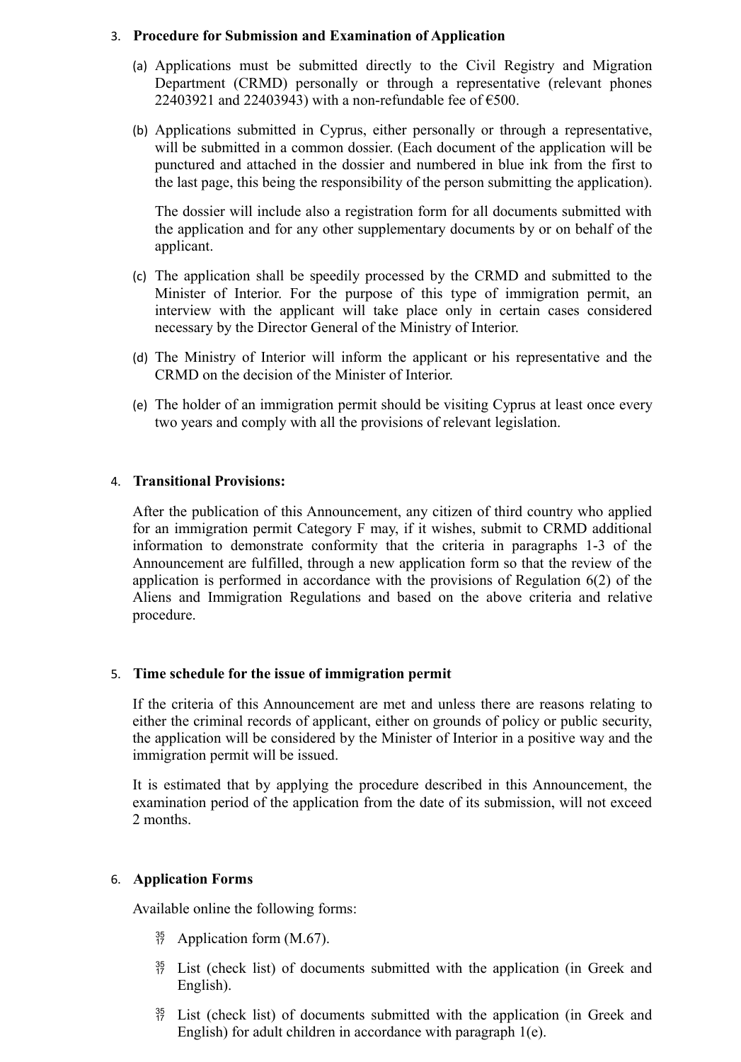3. **Procedure for Submission and Examination of Application**

   (a) Applications must be submitted directly to the Civil Registry and Migration Department (CRMD) personally or through a representative (relevant phones 22403921 and 22403943) with a non-refundable fee of €500.

   (b) Applications submitted in Cyprus, either personally or through a representative, will be submitted in a common dossier. (Each document of the application will be punctured and attached in the dossier and numbered in blue ink from the first to the last page, this being the responsibility of the person submitting the application).

   The dossier will include also a registration form for all documents submitted with the application and for any other supplementary documents by or on behalf of the applicant.

   (c) The application shall be speedily processed by the CRMD and submitted to the Minister of Interior. For the purpose of this type of immigration permit, an interview with the applicant will take place only in certain cases considered necessary by the Director General of the Ministry of Interior.

   (d) The Ministry of Interior will inform the applicant or his representative and the CRMD on the decision of the Minister of Interior.

   (e) The holder of an immigration permit should be visiting Cyprus at least once every two years and comply with all the provisions of relevant legislation.

4. **Transitional Provisions:**

   After the publication of this Announcement, any citizen of third country who applied for an immigration permit Category F may, if it wishes, submit to CRMD additional information to demonstrate conformity that the criteria in paragraphs 1-3 of the Announcement are fulfilled, through a new application form so that the review of the application is performed in accordance with the provisions of Regulation 6(2) of the Aliens and Immigration Regulations and based on the above criteria and relative procedure.

5. **Time schedule for the issue of immigration permit**

   If the criteria of this Announcement are met and unless there are reasons relating to either the criminal records of applicant, either on grounds of policy or public security, the application will be considered by the Minister of Interior in a positive way and the immigration permit will be issued.

   It is estimated that by applying the procedure described in this Announcement, the examination period of the application from the date of its submission, will not exceed 2 months.

6. **Application Forms**

   Available online the following forms:

   - Application form (M.67).
   - List (check list) of documents submitted with the application (in Greek and English).
   - List (check list) of documents submitted with the application (in Greek and English) for adult children in accordance with paragraph 1(e).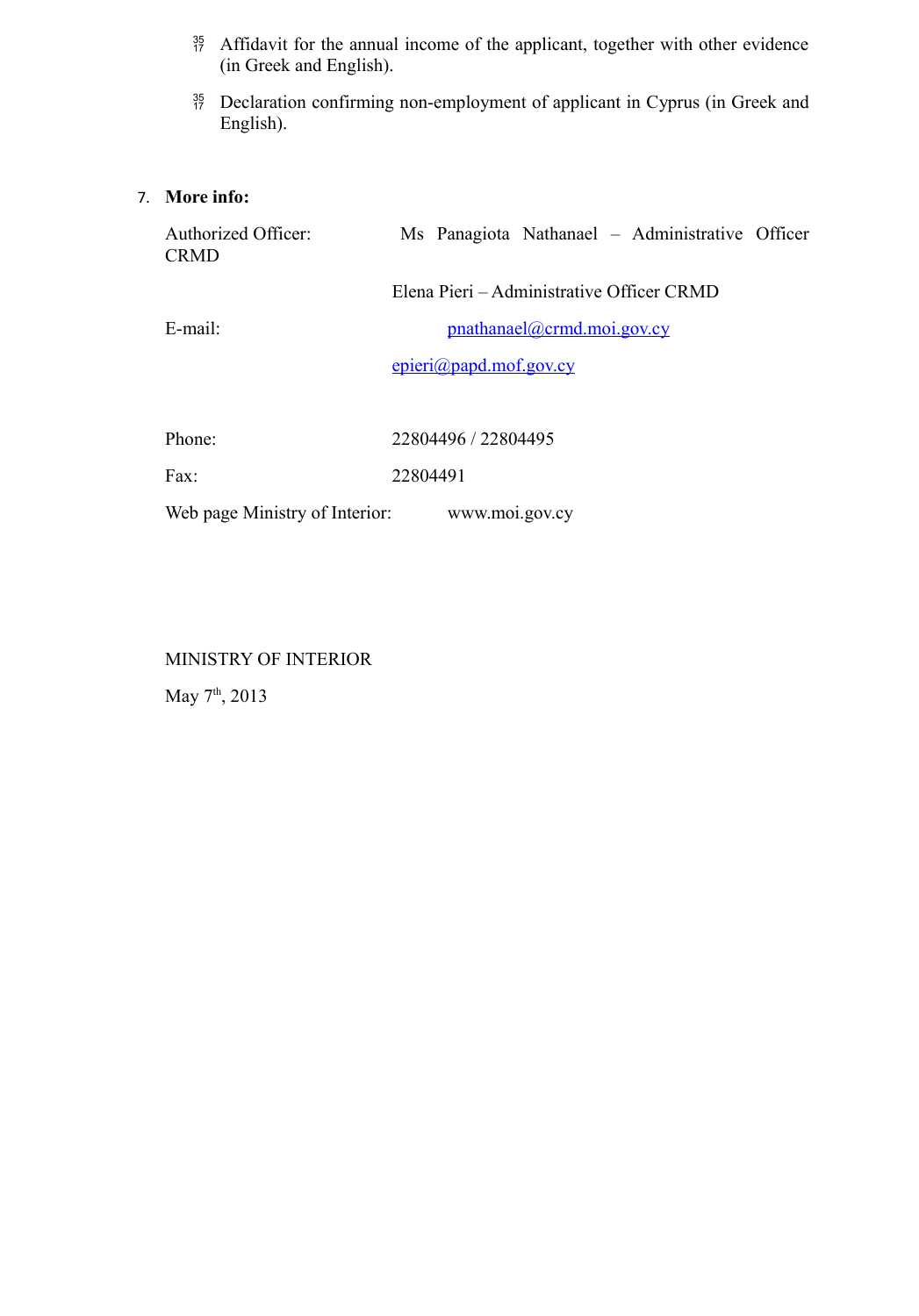- Affidavit for the annual income of the applicant, together with other evidence (in Greek and English).
- Declaration confirming non-employment of applicant in Cyprus (in Greek and English).

7. **More info:**

| | |
|---|---|
| Authorized Officer: | Ms Panagiota Nathanael – Administrative Officer CRMD |
| | Elena Pieri – Administrative Officer CRMD |
| E-mail: | pnathanael@crmd.moi.gov.cy |
| | epieri@papd.mof.gov.cy |
| Phone: | 22804496 / 22804495 |
| Fax: | 22804491 |
| Web page Ministry of Interior: | www.moi.gov.cy |

MINISTRY OF INTERIOR

May 7th, 2013